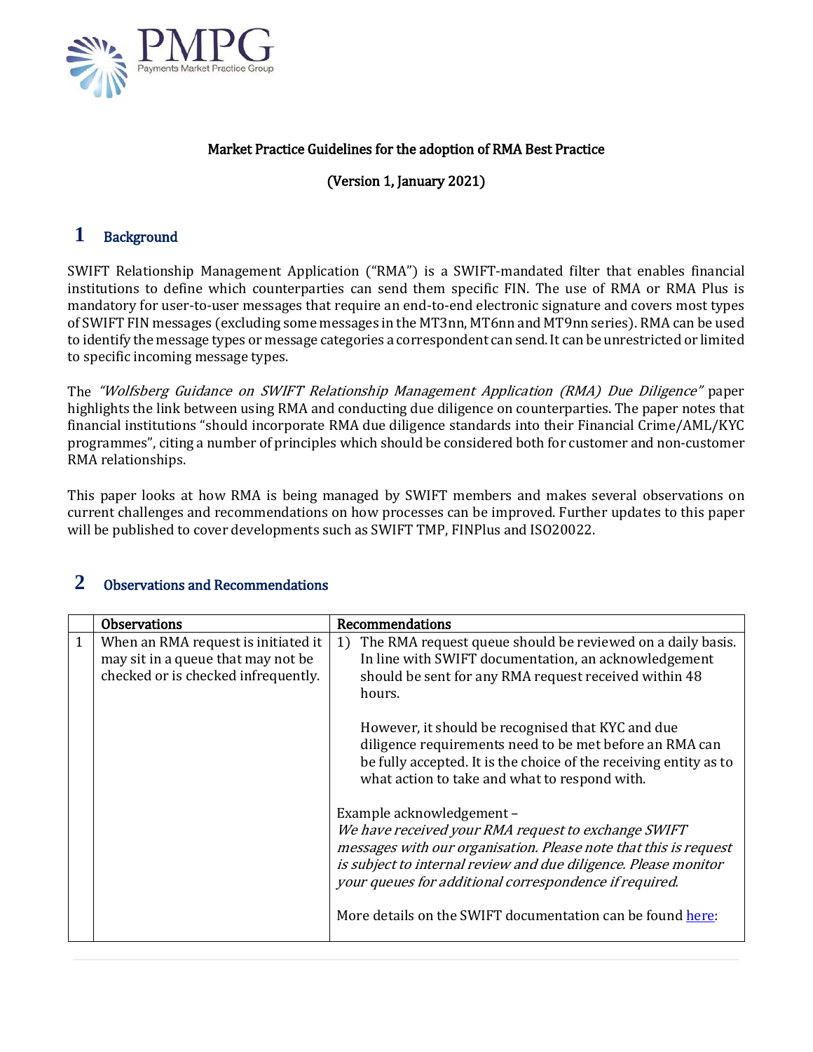PMPG
Payments Market Practice Group

# Market Practice Guidelines for the adoption of RMA Best Practice

**(Version 1, January 2021)**

## 1 Background

SWIFT Relationship Management Application ("RMA") is a SWIFT-mandated filter that enables financial institutions to define which counterparties can send them specific FIN. The use of RMA or RMA Plus is mandatory for user-to-user messages that require an end-to-end electronic signature and covers most types of SWIFT FIN messages (excluding some messages in the MT3nn, MT6nn and MT9nn series). RMA can be used to identify the message types or message categories a correspondent can send. It can be unrestricted or limited to specific incoming message types.

The *"Wolfsberg Guidance on SWIFT Relationship Management Application (RMA) Due Diligence"* paper highlights the link between using RMA and conducting due diligence on counterparties. The paper notes that financial institutions "should incorporate RMA due diligence standards into their Financial Crime/AML/KYC programmes", citing a number of principles which should be considered both for customer and non-customer RMA relationships.

This paper looks at how RMA is being managed by SWIFT members and makes several observations on current challenges and recommendations on how processes can be improved. Further updates to this paper will be published to cover developments such as SWIFT TMP, FINPlus and ISO20022.

## 2 Observations and Recommendations

| | Observations | Recommendations |
|---|---|---|
| 1 | When an RMA request is initiated it may sit in a queue that may not be checked or is checked infrequently. | 1) The RMA request queue should be reviewed on a daily basis. In line with SWIFT documentation, an acknowledgement should be sent for any RMA request received within 48 hours.<br><br>However, it should be recognised that KYC and due diligence requirements need to be met before an RMA can be fully accepted. It is the choice of the receiving entity as to what action to take and what to respond with.<br><br>Example acknowledgement –<br>*We have received your RMA request to exchange SWIFT messages with our organisation. Please note that this is request is subject to internal review and due diligence. Please monitor your queues for additional correspondence if required.*<br><br>More details on the SWIFT documentation can be found here: |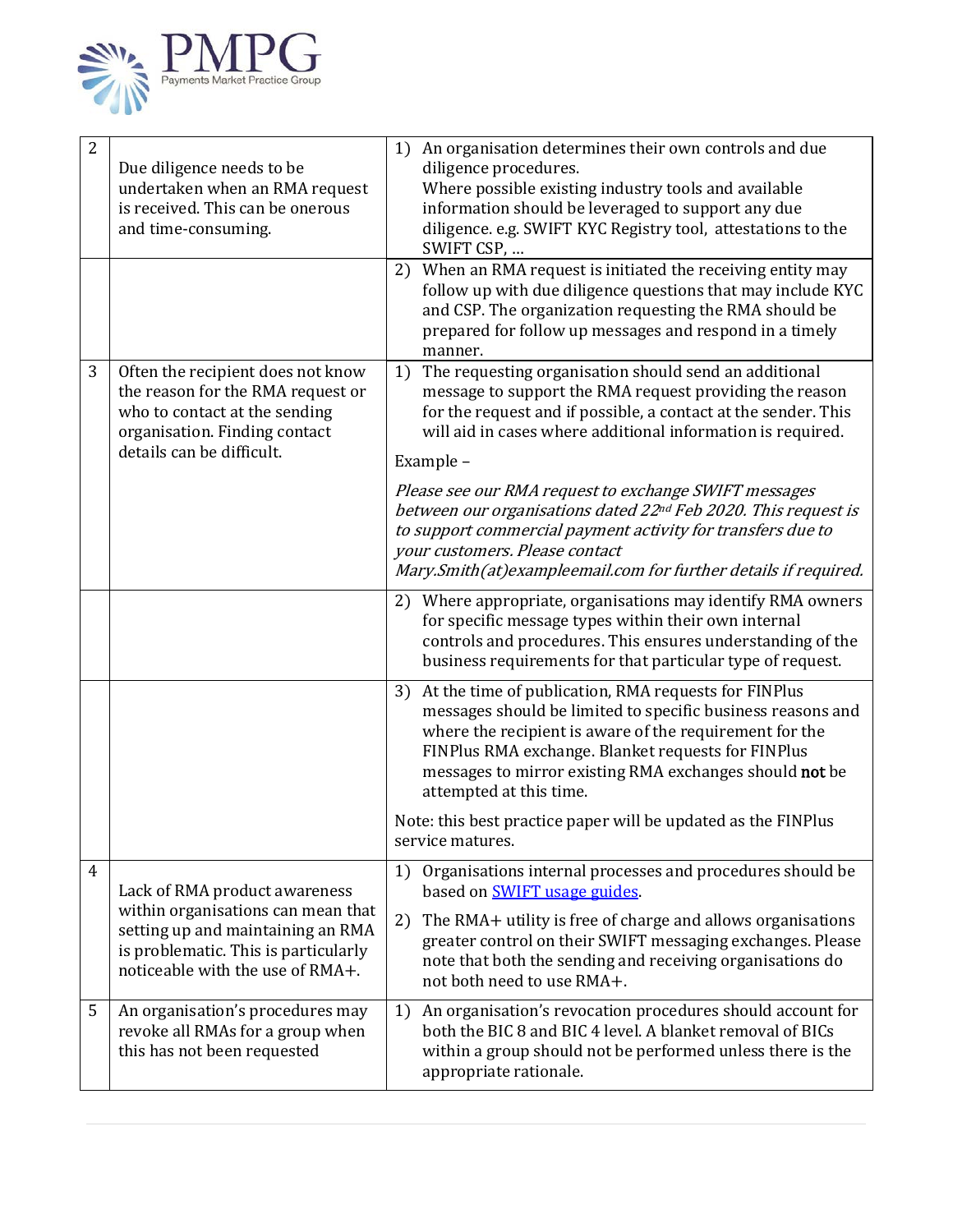| | | |
|---|---|---|
| 2 | Due diligence needs to be undertaken when an RMA request is received. This can be onerous and time-consuming. | 1) An organisation determines their own controls and due diligence procedures. Where possible existing industry tools and available information should be leveraged to support any due diligence. e.g. SWIFT KYC Registry tool, attestations to the SWIFT CSP, … |
| | | 2) When an RMA request is initiated the receiving entity may follow up with due diligence questions that may include KYC and CSP. The organization requesting the RMA should be prepared for follow up messages and respond in a timely manner. |
| 3 | Often the recipient does not know the reason for the RMA request or who to contact at the sending organisation. Finding contact details can be difficult. | 1) The requesting organisation should send an additional message to support the RMA request providing the reason for the request and if possible, a contact at the sender. This will aid in cases where additional information is required.<br><br>Example –<br><br>*Please see our RMA request to exchange SWIFT messages between our organisations dated 22nd Feb 2020. This request is to support commercial payment activity for transfers due to your customers. Please contact Mary.Smith(at)exampleemail.com for further details if required.* |
| | | 2) Where appropriate, organisations may identify RMA owners for specific message types within their own internal controls and procedures. This ensures understanding of the business requirements for that particular type of request. |
| | | 3) At the time of publication, RMA requests for FINPlus messages should be limited to specific business reasons and where the recipient is aware of the requirement for the FINPlus RMA exchange. Blanket requests for FINPlus messages to mirror existing RMA exchanges should **not** be attempted at this time.<br><br>Note: this best practice paper will be updated as the FINPlus service matures. |
| 4 | Lack of RMA product awareness within organisations can mean that setting up and maintaining an RMA is problematic. This is particularly noticeable with the use of RMA+. | 1) Organisations internal processes and procedures should be based on [SWIFT usage guides](). <br><br>2) The RMA+ utility is free of charge and allows organisations greater control on their SWIFT messaging exchanges. Please note that both the sending and receiving organisations do not both need to use RMA+. |
| 5 | An organisation's procedures may revoke all RMAs for a group when this has not been requested | 1) An organisation's revocation procedures should account for both the BIC 8 and BIC 4 level. A blanket removal of BICs within a group should not be performed unless there is the appropriate rationale. |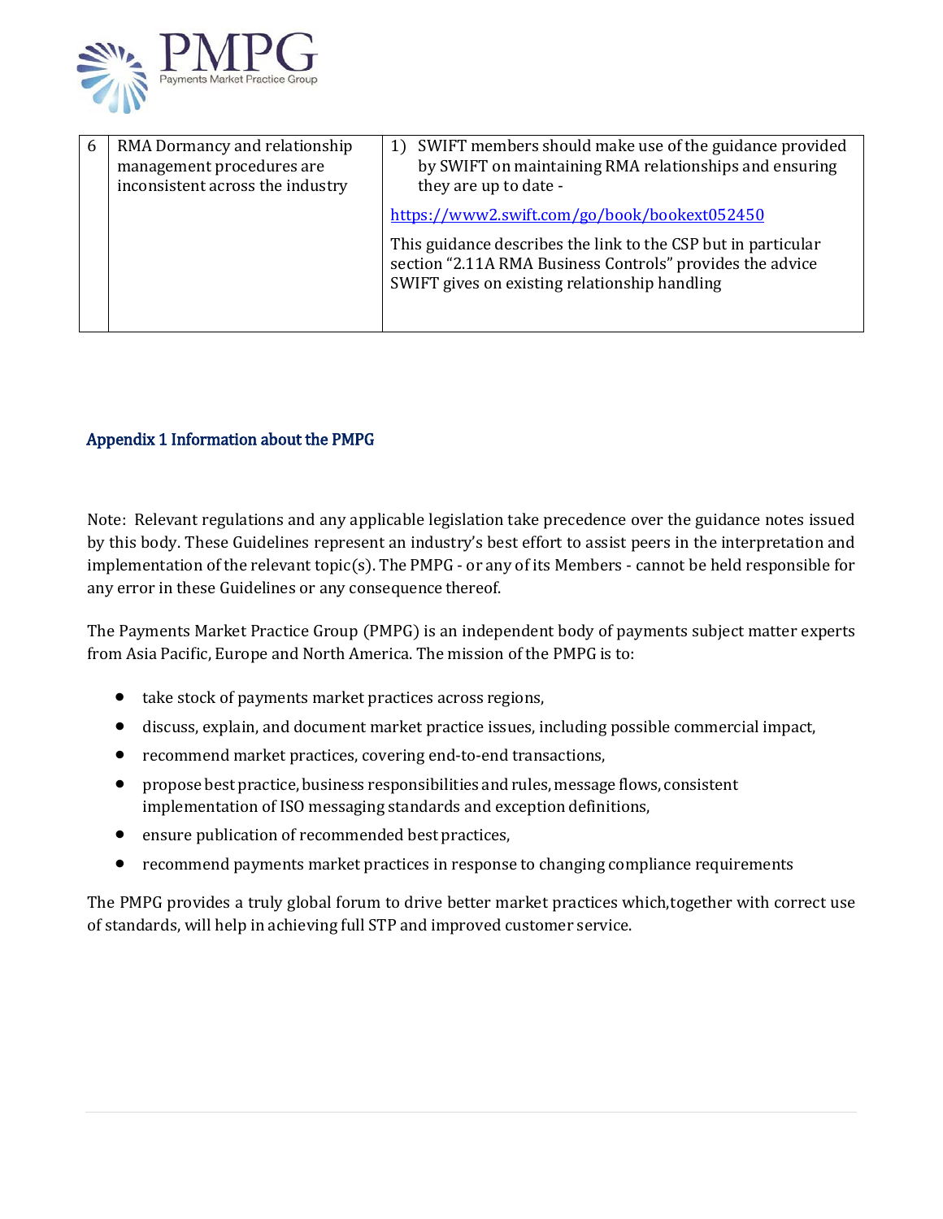| | | |
|---|---|---|
| 6 | RMA Dormancy and relationship management procedures are inconsistent across the industry | 1) SWIFT members should make use of the guidance provided by SWIFT on maintaining RMA relationships and ensuring they are up to date - <br><br> https://www2.swift.com/go/book/bookext052450 <br><br> This guidance describes the link to the CSP but in particular section "2.11A RMA Business Controls" provides the advice SWIFT gives on existing relationship handling |

## Appendix 1 Information about the PMPG

Note: Relevant regulations and any applicable legislation take precedence over the guidance notes issued by this body. These Guidelines represent an industry's best effort to assist peers in the interpretation and implementation of the relevant topic(s). The PMPG - or any of its Members - cannot be held responsible for any error in these Guidelines or any consequence thereof.

The Payments Market Practice Group (PMPG) is an independent body of payments subject matter experts from Asia Pacific, Europe and North America. The mission of the PMPG is to:

- take stock of payments market practices across regions,
- discuss, explain, and document market practice issues, including possible commercial impact,
- recommend market practices, covering end-to-end transactions,
- propose best practice, business responsibilities and rules, message flows, consistent implementation of ISO messaging standards and exception definitions,
- ensure publication of recommended best practices,
- recommend payments market practices in response to changing compliance requirements

The PMPG provides a truly global forum to drive better market practices which,together with correct use of standards, will help in achieving full STP and improved customer service.